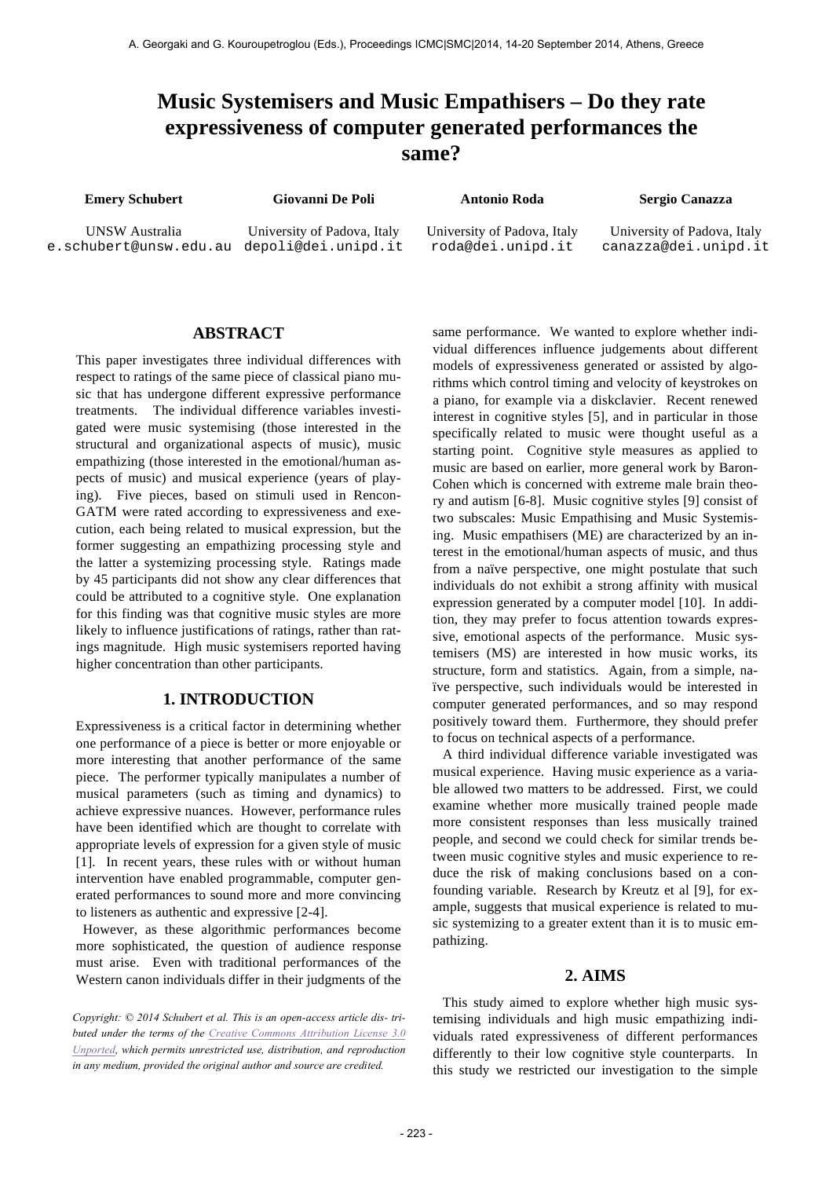# Music Systemisers and Music Empathisers – Do they rate expressiveness of computer generated performances the same?

**Emery Schubert**
UNSW Australia
e.schubert@unsw.edu.au

**Giovanni De Poli**
University of Padova, Italy
depoli@dei.unipd.it

**Antonio Roda**
University of Padova, Italy
roda@dei.unipd.it

**Sergio Canazza**
University of Padova, Italy
canazza@dei.unipd.it

## ABSTRACT

This paper investigates three individual differences with respect to ratings of the same piece of classical piano music that has undergone different expressive performance treatments. The individual difference variables investigated were music systemising (those interested in the structural and organizational aspects of music), music empathizing (those interested in the emotional/human aspects of music) and musical experience (years of playing). Five pieces, based on stimuli used in Rencon-GATM were rated according to expressiveness and execution, each being related to musical expression, but the former suggesting an empathizing processing style and the latter a systemizing processing style. Ratings made by 45 participants did not show any clear differences that could be attributed to a cognitive style. One explanation for this finding was that cognitive music styles are more likely to influence justifications of ratings, rather than ratings magnitude. High music systemisers reported having higher concentration than other participants.

## 1. INTRODUCTION

Expressiveness is a critical factor in determining whether one performance of a piece is better or more enjoyable or more interesting that another performance of the same piece. The performer typically manipulates a number of musical parameters (such as timing and dynamics) to achieve expressive nuances. However, performance rules have been identified which are thought to correlate with appropriate levels of expression for a given style of music [1]. In recent years, these rules with or without human intervention have enabled programmable, computer generated performances to sound more and more convincing to listeners as authentic and expressive [2-4].

However, as these algorithmic performances become more sophisticated, the question of audience response must arise. Even with traditional performances of the Western canon individuals differ in their judgments of the same performance. We wanted to explore whether individual differences influence judgements about different models of expressiveness generated or assisted by algorithms which control timing and velocity of keystrokes on a piano, for example via a diskclavier. Recent renewed interest in cognitive styles [5], and in particular in those specifically related to music were thought useful as a starting point. Cognitive style measures as applied to music are based on earlier, more general work by Baron-Cohen which is concerned with extreme male brain theory and autism [6-8]. Music cognitive styles [9] consist of two subscales: Music Empathising and Music Systemising. Music empathisers (ME) are characterized by an interest in the emotional/human aspects of music, and thus from a naïve perspective, one might postulate that such individuals do not exhibit a strong affinity with musical expression generated by a computer model [10]. In addition, they may prefer to focus attention towards expressive, emotional aspects of the performance. Music systemisers (MS) are interested in how music works, its structure, form and statistics. Again, from a simple, naïve perspective, such individuals would be interested in computer generated performances, and so may respond positively toward them. Furthermore, they should prefer to focus on technical aspects of a performance.

A third individual difference variable investigated was musical experience. Having music experience as a variable allowed two matters to be addressed. First, we could examine whether more musically trained people made more consistent responses than less musically trained people, and second we could check for similar trends between music cognitive styles and music experience to reduce the risk of making conclusions based on a confounding variable. Research by Kreutz et al [9], for example, suggests that musical experience is related to music systemizing to a greater extent than it is to music empathizing.

## 2. AIMS

This study aimed to explore whether high music systemising individuals and high music empathizing individuals rated expressiveness of different performances differently to their low cognitive style counterparts. In this study we restricted our investigation to the simple

*Copyright: © 2014 Schubert et al. This is an open-access article distributed under the terms of the Creative Commons Attribution License 3.0 Unported, which permits unrestricted use, distribution, and reproduction in any medium, provided the original author and source are credited.*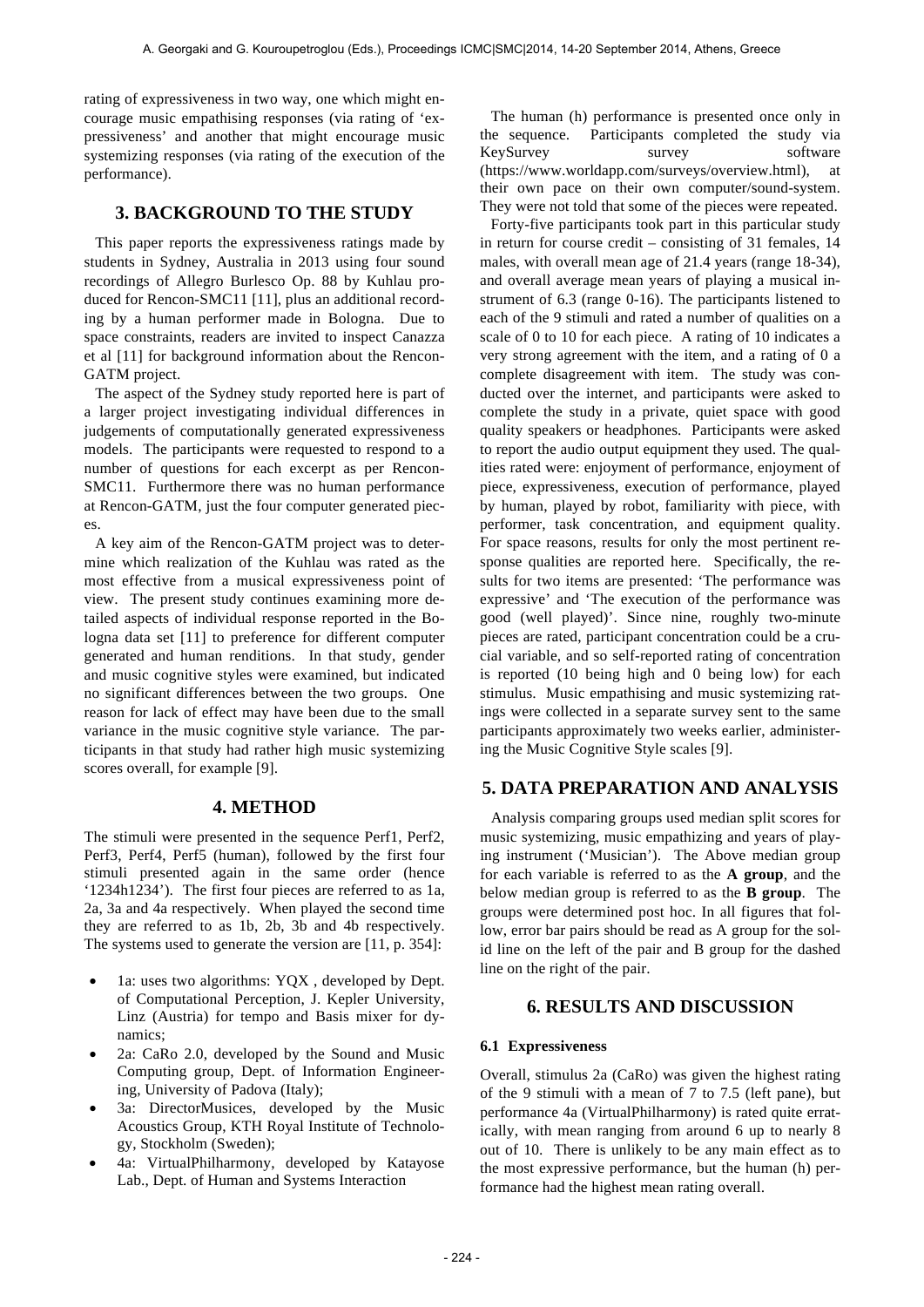rating of expressiveness in two way, one which might encourage music empathising responses (via rating of 'expressiveness' and another that might encourage music systemizing responses (via rating of the execution of the performance).

## 3. BACKGROUND TO THE STUDY

This paper reports the expressiveness ratings made by students in Sydney, Australia in 2013 using four sound recordings of Allegro Burlesco Op. 88 by Kuhlau produced for Rencon-SMC11 [11], plus an additional recording by a human performer made in Bologna. Due to space constraints, readers are invited to inspect Canazza et al [11] for background information about the Rencon-GATM project.

The aspect of the Sydney study reported here is part of a larger project investigating individual differences in judgements of computationally generated expressiveness models. The participants were requested to respond to a number of questions for each excerpt as per Rencon-SMC11. Furthermore there was no human performance at Rencon-GATM, just the four computer generated pieces.

A key aim of the Rencon-GATM project was to determine which realization of the Kuhlau was rated as the most effective from a musical expressiveness point of view. The present study continues examining more detailed aspects of individual response reported in the Bologna data set [11] to preference for different computer generated and human renditions. In that study, gender and music cognitive styles were examined, but indicated no significant differences between the two groups. One reason for lack of effect may have been due to the small variance in the music cognitive style variance. The participants in that study had rather high music systemizing scores overall, for example [9].

## 4. METHOD

The stimuli were presented in the sequence Perf1, Perf2, Perf3, Perf4, Perf5 (human), followed by the first four stimuli presented again in the same order (hence '1234h1234'). The first four pieces are referred to as 1a, 2a, 3a and 4a respectively. When played the second time they are referred to as 1b, 2b, 3b and 4b respectively. The systems used to generate the version are [11, p. 354]:

- 1a: uses two algorithms: YQX , developed by Dept. of Computational Perception, J. Kepler University, Linz (Austria) for tempo and Basis mixer for dynamics;
- 2a: CaRo 2.0, developed by the Sound and Music Computing group, Dept. of Information Engineering, University of Padova (Italy);
- 3a: DirectorMusices, developed by the Music Acoustics Group, KTH Royal Institute of Technology, Stockholm (Sweden);
- 4a: VirtualPhilharmony, developed by Katayose Lab., Dept. of Human and Systems Interaction

The human (h) performance is presented once only in the sequence. Participants completed the study via KeySurvey survey software (https://www.worldapp.com/surveys/overview.html), at their own pace on their own computer/sound-system. They were not told that some of the pieces were repeated.

Forty-five participants took part in this particular study in return for course credit – consisting of 31 females, 14 males, with overall mean age of 21.4 years (range 18-34), and overall average mean years of playing a musical instrument of 6.3 (range 0-16). The participants listened to each of the 9 stimuli and rated a number of qualities on a scale of 0 to 10 for each piece. A rating of 10 indicates a very strong agreement with the item, and a rating of 0 a complete disagreement with item. The study was conducted over the internet, and participants were asked to complete the study in a private, quiet space with good quality speakers or headphones. Participants were asked to report the audio output equipment they used. The qualities rated were: enjoyment of performance, enjoyment of piece, expressiveness, execution of performance, played by human, played by robot, familiarity with piece, with performer, task concentration, and equipment quality. For space reasons, results for only the most pertinent response qualities are reported here. Specifically, the results for two items are presented: 'The performance was expressive' and 'The execution of the performance was good (well played)'. Since nine, roughly two-minute pieces are rated, participant concentration could be a crucial variable, and so self-reported rating of concentration is reported (10 being high and 0 being low) for each stimulus. Music empathising and music systemizing ratings were collected in a separate survey sent to the same participants approximately two weeks earlier, administering the Music Cognitive Style scales [9].

## 5. DATA PREPARATION AND ANALYSIS

Analysis comparing groups used median split scores for music systemizing, music empathizing and years of playing instrument ('Musician'). The Above median group for each variable is referred to as the **A group**, and the below median group is referred to as the **B group**. The groups were determined post hoc. In all figures that follow, error bar pairs should be read as A group for the solid line on the left of the pair and B group for the dashed line on the right of the pair.

## 6. RESULTS AND DISCUSSION

### 6.1 Expressiveness

Overall, stimulus 2a (CaRo) was given the highest rating of the 9 stimuli with a mean of 7 to 7.5 (left pane), but performance 4a (VirtualPhilharmony) is rated quite erratically, with mean ranging from around 6 up to nearly 8 out of 10. There is unlikely to be any main effect as to the most expressive performance, but the human (h) performance had the highest mean rating overall.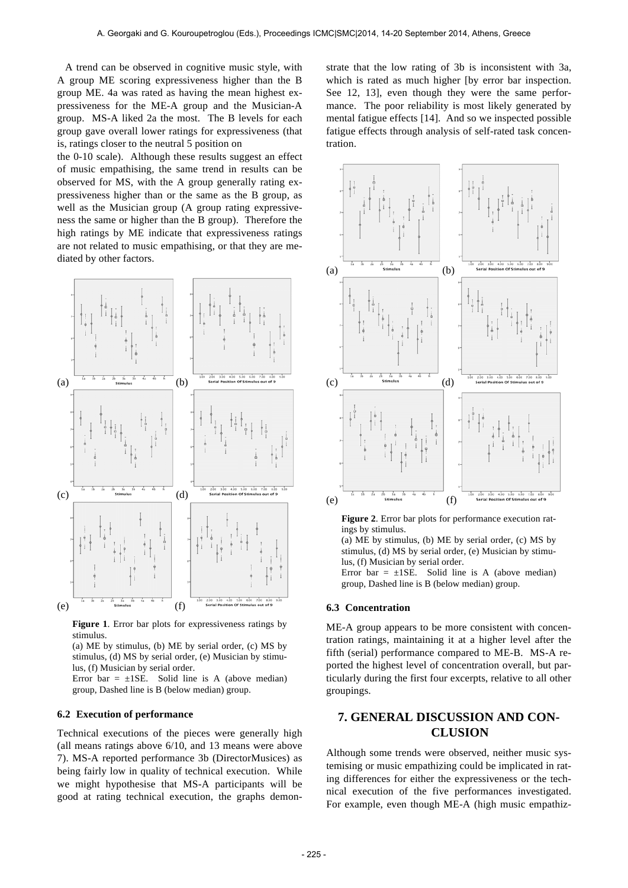A trend can be observed in cognitive music style, with A group ME scoring expressiveness higher than the B group ME. 4a was rated as having the mean highest expressiveness for the ME-A group and the Musician-A group. MS-A liked 2a the most. The B levels for each group gave overall lower ratings for expressiveness (that is, ratings closer to the neutral 5 position on the 0-10 scale). Although these results suggest an effect of music empathising, the same trend in results can be observed for MS, with the A group generally rating expressiveness higher than or the same as the B group, as well as the Musician group (A group rating expressiveness the same or higher than the B group). Therefore the high ratings by ME indicate that expressiveness ratings are not related to music empathising, or that they are mediated by other factors.

**Figure 1**. Error bar plots for expressiveness ratings by stimulus.
(a) ME by stimulus, (b) ME by serial order, (c) MS by stimulus, (d) MS by serial order, (e) Musician by stimulus, (f) Musician by serial order.
Error bar = ±1SE. Solid line is A (above median) group, Dashed line is B (below median) group.

### 6.2 Execution of performance

Technical executions of the pieces were generally high (all means ratings above 6/10, and 13 means were above 7). MS-A reported performance 3b (DirectorMusices) as being fairly low in quality of technical execution. While we might hypothesise that MS-A participants will be good at rating technical execution, the graphs demonstrate that the low rating of 3b is inconsistent with 3a, which is rated as much higher [by error bar inspection. See 12, 13], even though they were the same performance. The poor reliability is most likely generated by mental fatigue effects [14]. And so we inspected possible fatigue effects through analysis of self-rated task concentration.

**Figure 2**. Error bar plots for performance execution ratings by stimulus.
(a) ME by stimulus, (b) ME by serial order, (c) MS by stimulus, (d) MS by serial order, (e) Musician by stimulus, (f) Musician by serial order.
Error bar = ±1SE. Solid line is A (above median) group, Dashed line is B (below median) group.

### 6.3 Concentration

ME-A group appears to be more consistent with concentration ratings, maintaining it at a higher level after the fifth (serial) performance compared to ME-B. MS-A reported the highest level of concentration overall, but particularly during the first four excerpts, relative to all other groupings.

## 7. GENERAL DISCUSSION AND CONCLUSION

Although some trends were observed, neither music systemising or music empathizing could be implicated in rating differences for either the expressiveness or the technical execution of the five performances investigated. For example, even though ME-A (high music empathiz-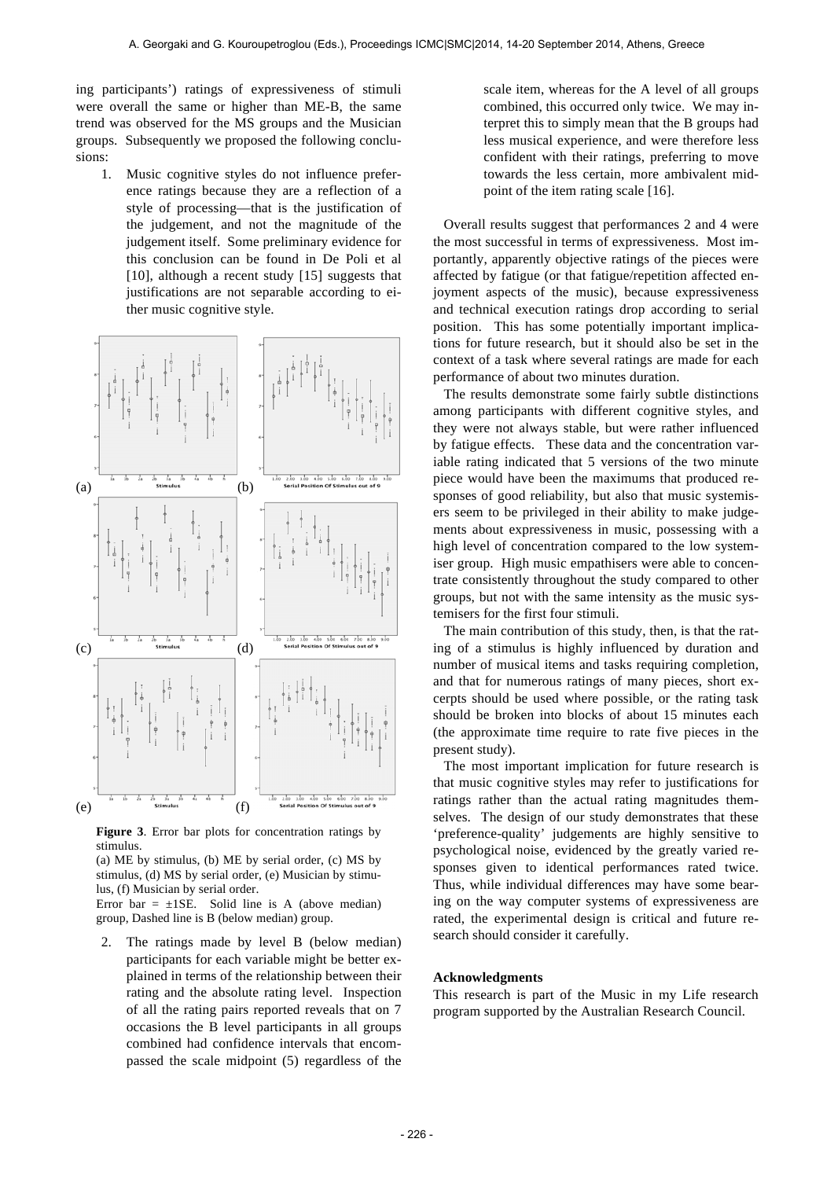ing participants') ratings of expressiveness of stimuli were overall the same or higher than ME-B, the same trend was observed for the MS groups and the Musician groups. Subsequently we proposed the following conclusions:

1. Music cognitive styles do not influence preference ratings because they are a reflection of a style of processing—that is the justification of the judgement, and not the magnitude of the judgement itself. Some preliminary evidence for this conclusion can be found in De Poli et al [10], although a recent study [15] suggests that justifications are not separable according to either music cognitive style.

**Figure 3**. Error bar plots for concentration ratings by stimulus.
(a) ME by stimulus, (b) ME by serial order, (c) MS by stimulus, (d) MS by serial order, (e) Musician by stimulus, (f) Musician by serial order.
Error bar = ±1SE. Solid line is A (above median) group, Dashed line is B (below median) group.

2. The ratings made by level B (below median) participants for each variable might be better explained in terms of the relationship between their rating and the absolute rating level. Inspection of all the rating pairs reported reveals that on 7 occasions the B level participants in all groups combined had confidence intervals that encompassed the scale midpoint (5) regardless of the scale item, whereas for the A level of all groups combined, this occurred only twice. We may interpret this to simply mean that the B groups had less musical experience, and were therefore less confident with their ratings, preferring to move towards the less certain, more ambivalent midpoint of the item rating scale [16].

Overall results suggest that performances 2 and 4 were the most successful in terms of expressiveness. Most importantly, apparently objective ratings of the pieces were affected by fatigue (or that fatigue/repetition affected enjoyment aspects of the music), because expressiveness and technical execution ratings drop according to serial position. This has some potentially important implications for future research, but it should also be set in the context of a task where several ratings are made for each performance of about two minutes duration.

The results demonstrate some fairly subtle distinctions among participants with different cognitive styles, and they were not always stable, but were rather influenced by fatigue effects. These data and the concentration variable rating indicated that 5 versions of the two minute piece would have been the maximums that produced responses of good reliability, but also that music systemisers seem to be privileged in their ability to make judgements about expressiveness in music, possessing with a high level of concentration compared to the low systemiser group. High music empathisers were able to concentrate consistently throughout the study compared to other groups, but not with the same intensity as the music systemisers for the first four stimuli.

The main contribution of this study, then, is that the rating of a stimulus is highly influenced by duration and number of musical items and tasks requiring completion, and that for numerous ratings of many pieces, short excerpts should be used where possible, or the rating task should be broken into blocks of about 15 minutes each (the approximate time require to rate five pieces in the present study).

The most important implication for future research is that music cognitive styles may refer to justifications for ratings rather than the actual rating magnitudes themselves. The design of our study demonstrates that these 'preference-quality' judgements are highly sensitive to psychological noise, evidenced by the greatly varied responses given to identical performances rated twice. Thus, while individual differences may have some bearing on the way computer systems of expressiveness are rated, the experimental design is critical and future research should consider it carefully.

### Acknowledgments

This research is part of the Music in my Life research program supported by the Australian Research Council.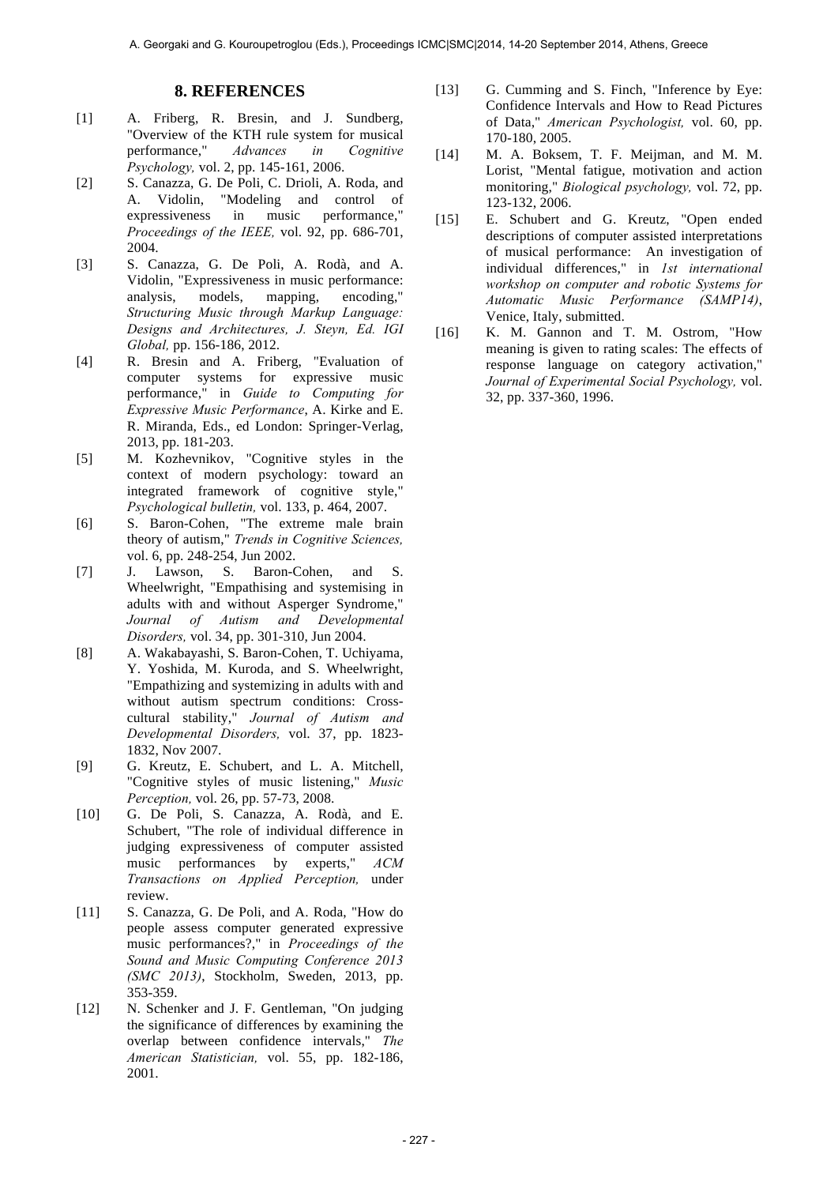## 8. REFERENCES

[1] A. Friberg, R. Bresin, and J. Sundberg, "Overview of the KTH rule system for musical performance," *Advances in Cognitive Psychology,* vol. 2, pp. 145-161, 2006.

[2] S. Canazza, G. De Poli, C. Drioli, A. Roda, and A. Vidolin, "Modeling and control of expressiveness in music performance," *Proceedings of the IEEE,* vol. 92, pp. 686-701, 2004.

[3] S. Canazza, G. De Poli, A. Rodà, and A. Vidolin, "Expressiveness in music performance: analysis, models, mapping, encoding," *Structuring Music through Markup Language: Designs and Architectures, J. Steyn, Ed. IGI Global,* pp. 156-186, 2012.

[4] R. Bresin and A. Friberg, "Evaluation of computer systems for expressive music performance," in *Guide to Computing for Expressive Music Performance*, A. Kirke and E. R. Miranda, Eds., ed London: Springer-Verlag, 2013, pp. 181-203.

[5] M. Kozhevnikov, "Cognitive styles in the context of modern psychology: toward an integrated framework of cognitive style," *Psychological bulletin,* vol. 133, p. 464, 2007.

[6] S. Baron-Cohen, "The extreme male brain theory of autism," *Trends in Cognitive Sciences,* vol. 6, pp. 248-254, Jun 2002.

[7] J. Lawson, S. Baron-Cohen, and S. Wheelwright, "Empathising and systemising in adults with and without Asperger Syndrome," *Journal of Autism and Developmental Disorders,* vol. 34, pp. 301-310, Jun 2004.

[8] A. Wakabayashi, S. Baron-Cohen, T. Uchiyama, Y. Yoshida, M. Kuroda, and S. Wheelwright, "Empathizing and systemizing in adults with and without autism spectrum conditions: Cross-cultural stability," *Journal of Autism and Developmental Disorders,* vol. 37, pp. 1823-1832, Nov 2007.

[9] G. Kreutz, E. Schubert, and L. A. Mitchell, "Cognitive styles of music listening," *Music Perception,* vol. 26, pp. 57-73, 2008.

[10] G. De Poli, S. Canazza, A. Rodà, and E. Schubert, "The role of individual difference in judging expressiveness of computer assisted music performances by experts," *ACM Transactions on Applied Perception,* under review.

[11] S. Canazza, G. De Poli, and A. Roda, "How do people assess computer generated expressive music performances?," in *Proceedings of the Sound and Music Computing Conference 2013 (SMC 2013)*, Stockholm, Sweden, 2013, pp. 353-359.

[12] N. Schenker and J. F. Gentleman, "On judging the significance of differences by examining the overlap between confidence intervals," *The American Statistician,* vol. 55, pp. 182-186, 2001.

[13] G. Cumming and S. Finch, "Inference by Eye: Confidence Intervals and How to Read Pictures of Data," *American Psychologist,* vol. 60, pp. 170-180, 2005.

[14] M. A. Boksem, T. F. Meijman, and M. M. Lorist, "Mental fatigue, motivation and action monitoring," *Biological psychology,* vol. 72, pp. 123-132, 2006.

[15] E. Schubert and G. Kreutz, "Open ended descriptions of computer assisted interpretations of musical performance: An investigation of individual differences," in *1st international workshop on computer and robotic Systems for Automatic Music Performance (SAMP14)*, Venice, Italy, submitted.

[16] K. M. Gannon and T. M. Ostrom, "How meaning is given to rating scales: The effects of response language on category activation," *Journal of Experimental Social Psychology,* vol. 32, pp. 337-360, 1996.